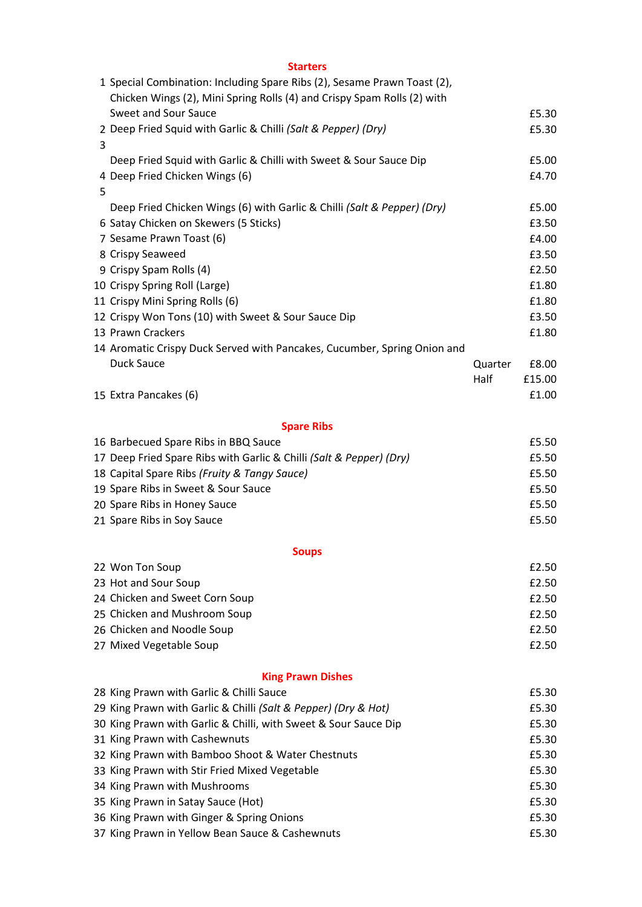## Starters

| No. | Item | | Price |
|---|---|---|---|
| 1 | Special Combination: Including Spare Ribs (2), Sesame Prawn Toast (2), Chicken Wings (2), Mini Spring Rolls (4) and Crispy Spam Rolls (2) with Sweet and Sour Sauce | | £5.30 |
| 2 | Deep Fried Squid with Garlic & Chilli *(Salt & Pepper) (Dry)* | | £5.30 |
| 3 | Deep Fried Squid with Garlic & Chilli with Sweet & Sour Sauce Dip | | £5.00 |
| 4 | Deep Fried Chicken Wings (6) | | £4.70 |
| 5 | Deep Fried Chicken Wings (6) with Garlic & Chilli *(Salt & Pepper) (Dry)* | | £5.00 |
| 6 | Satay Chicken on Skewers (5 Sticks) | | £3.50 |
| 7 | Sesame Prawn Toast (6) | | £4.00 |
| 8 | Crispy Seaweed | | £3.50 |
| 9 | Crispy Spam Rolls (4) | | £2.50 |
| 10 | Crispy Spring Roll (Large) | | £1.80 |
| 11 | Crispy Mini Spring Rolls (6) | | £1.80 |
| 12 | Crispy Won Tons (10) with Sweet & Sour Sauce Dip | | £3.50 |
| 13 | Prawn Crackers | | £1.80 |
| 14 | Aromatic Crispy Duck Served with Pancakes, Cucumber, Spring Onion and Duck Sauce | Quarter | £8.00 |
| | | Half | £15.00 |
| 15 | Extra Pancakes (6) | | £1.00 |

## Spare Ribs

| No. | Item | Price |
|---|---|---|
| 16 | Barbecued Spare Ribs in BBQ Sauce | £5.50 |
| 17 | Deep Fried Spare Ribs with Garlic & Chilli *(Salt & Pepper) (Dry)* | £5.50 |
| 18 | Capital Spare Ribs *(Fruity & Tangy Sauce)* | £5.50 |
| 19 | Spare Ribs in Sweet & Sour Sauce | £5.50 |
| 20 | Spare Ribs in Honey Sauce | £5.50 |
| 21 | Spare Ribs in Soy Sauce | £5.50 |

## Soups

| No. | Item | Price |
|---|---|---|
| 22 | Won Ton Soup | £2.50 |
| 23 | Hot and Sour Soup | £2.50 |
| 24 | Chicken and Sweet Corn Soup | £2.50 |
| 25 | Chicken and Mushroom Soup | £2.50 |
| 26 | Chicken and Noodle Soup | £2.50 |
| 27 | Mixed Vegetable Soup | £2.50 |

## King Prawn Dishes

| No. | Item | Price |
|---|---|---|
| 28 | King Prawn with Garlic & Chilli Sauce | £5.30 |
| 29 | King Prawn with Garlic & Chilli *(Salt & Pepper) (Dry & Hot)* | £5.30 |
| 30 | King Prawn with Garlic & Chilli, with Sweet & Sour Sauce Dip | £5.30 |
| 31 | King Prawn with Cashewnuts | £5.30 |
| 32 | King Prawn with Bamboo Shoot & Water Chestnuts | £5.30 |
| 33 | King Prawn with Stir Fried Mixed Vegetable | £5.30 |
| 34 | King Prawn with Mushrooms | £5.30 |
| 35 | King Prawn in Satay Sauce (Hot) | £5.30 |
| 36 | King Prawn with Ginger & Spring Onions | £5.30 |
| 37 | King Prawn in Yellow Bean Sauce & Cashewnuts | £5.30 |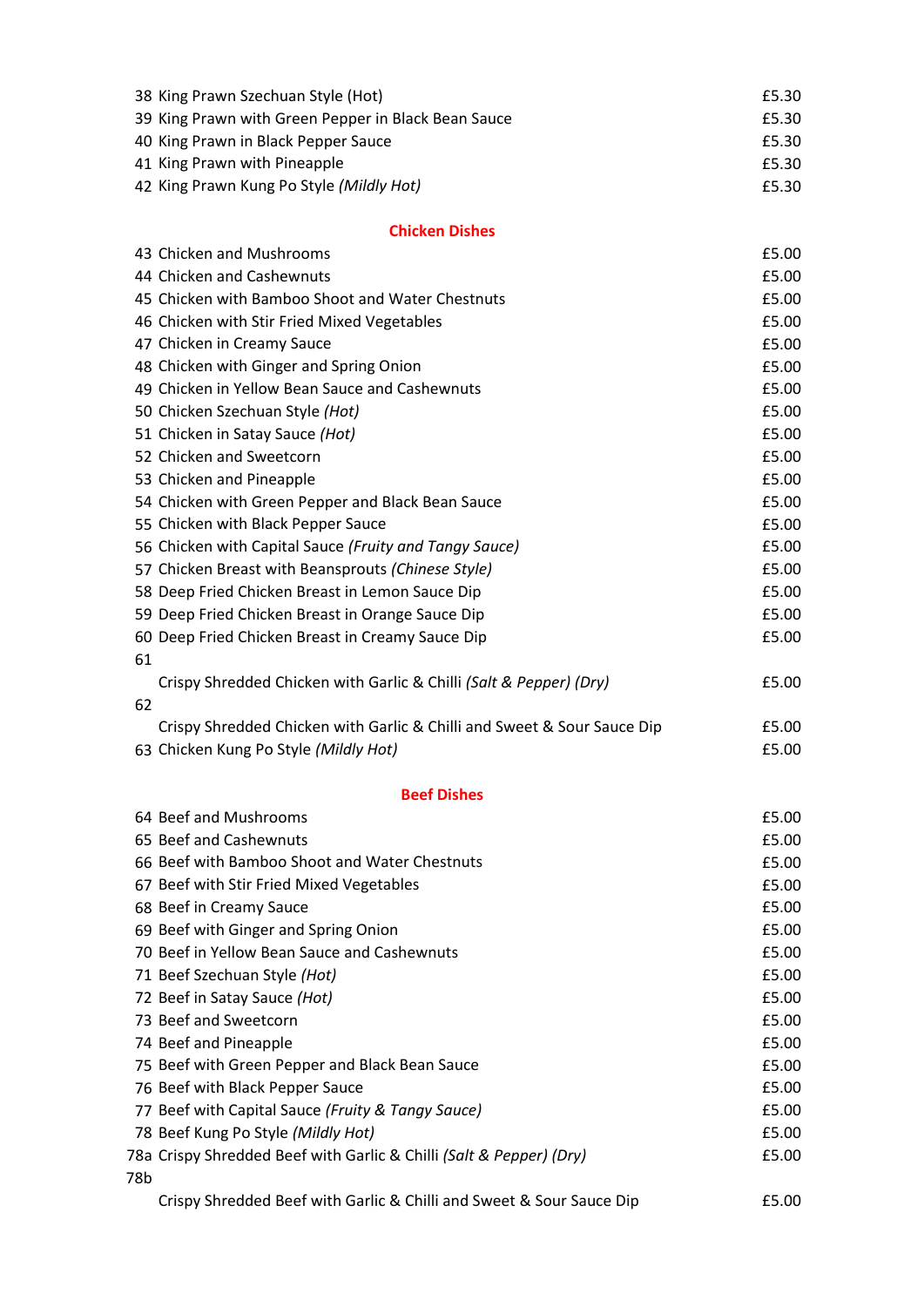| | | |
|---|---|---|
| 38 | King Prawn Szechuan Style (Hot) | £5.30 |
| 39 | King Prawn with Green Pepper in Black Bean Sauce | £5.30 |
| 40 | King Prawn in Black Pepper Sauce | £5.30 |
| 41 | King Prawn with Pineapple | £5.30 |
| 42 | King Prawn Kung Po Style *(Mildly Hot)* | £5.30 |

## Chicken Dishes

| | | |
|---|---|---|
| 43 | Chicken and Mushrooms | £5.00 |
| 44 | Chicken and Cashewnuts | £5.00 |
| 45 | Chicken with Bamboo Shoot and Water Chestnuts | £5.00 |
| 46 | Chicken with Stir Fried Mixed Vegetables | £5.00 |
| 47 | Chicken in Creamy Sauce | £5.00 |
| 48 | Chicken with Ginger and Spring Onion | £5.00 |
| 49 | Chicken in Yellow Bean Sauce and Cashewnuts | £5.00 |
| 50 | Chicken Szechuan Style *(Hot)* | £5.00 |
| 51 | Chicken in Satay Sauce *(Hot)* | £5.00 |
| 52 | Chicken and Sweetcorn | £5.00 |
| 53 | Chicken and Pineapple | £5.00 |
| 54 | Chicken with Green Pepper and Black Bean Sauce | £5.00 |
| 55 | Chicken with Black Pepper Sauce | £5.00 |
| 56 | Chicken with Capital Sauce *(Fruity and Tangy Sauce)* | £5.00 |
| 57 | Chicken Breast with Beansprouts *(Chinese Style)* | £5.00 |
| 58 | Deep Fried Chicken Breast in Lemon Sauce Dip | £5.00 |
| 59 | Deep Fried Chicken Breast in Orange Sauce Dip | £5.00 |
| 60 | Deep Fried Chicken Breast in Creamy Sauce Dip | £5.00 |
| 61 | Crispy Shredded Chicken with Garlic & Chilli *(Salt & Pepper) (Dry)* | £5.00 |
| 62 | Crispy Shredded Chicken with Garlic & Chilli and Sweet & Sour Sauce Dip | £5.00 |
| 63 | Chicken Kung Po Style *(Mildly Hot)* | £5.00 |

## Beef Dishes

| | | |
|---|---|---|
| 64 | Beef and Mushrooms | £5.00 |
| 65 | Beef and Cashewnuts | £5.00 |
| 66 | Beef with Bamboo Shoot and Water Chestnuts | £5.00 |
| 67 | Beef with Stir Fried Mixed Vegetables | £5.00 |
| 68 | Beef in Creamy Sauce | £5.00 |
| 69 | Beef with Ginger and Spring Onion | £5.00 |
| 70 | Beef in Yellow Bean Sauce and Cashewnuts | £5.00 |
| 71 | Beef Szechuan Style *(Hot)* | £5.00 |
| 72 | Beef in Satay Sauce *(Hot)* | £5.00 |
| 73 | Beef and Sweetcorn | £5.00 |
| 74 | Beef and Pineapple | £5.00 |
| 75 | Beef with Green Pepper and Black Bean Sauce | £5.00 |
| 76 | Beef with Black Pepper Sauce | £5.00 |
| 77 | Beef with Capital Sauce *(Fruity & Tangy Sauce)* | £5.00 |
| 78 | Beef Kung Po Style *(Mildly Hot)* | £5.00 |
| 78a | Crispy Shredded Beef with Garlic & Chilli *(Salt & Pepper) (Dry)* | £5.00 |
| 78b | Crispy Shredded Beef with Garlic & Chilli and Sweet & Sour Sauce Dip | £5.00 |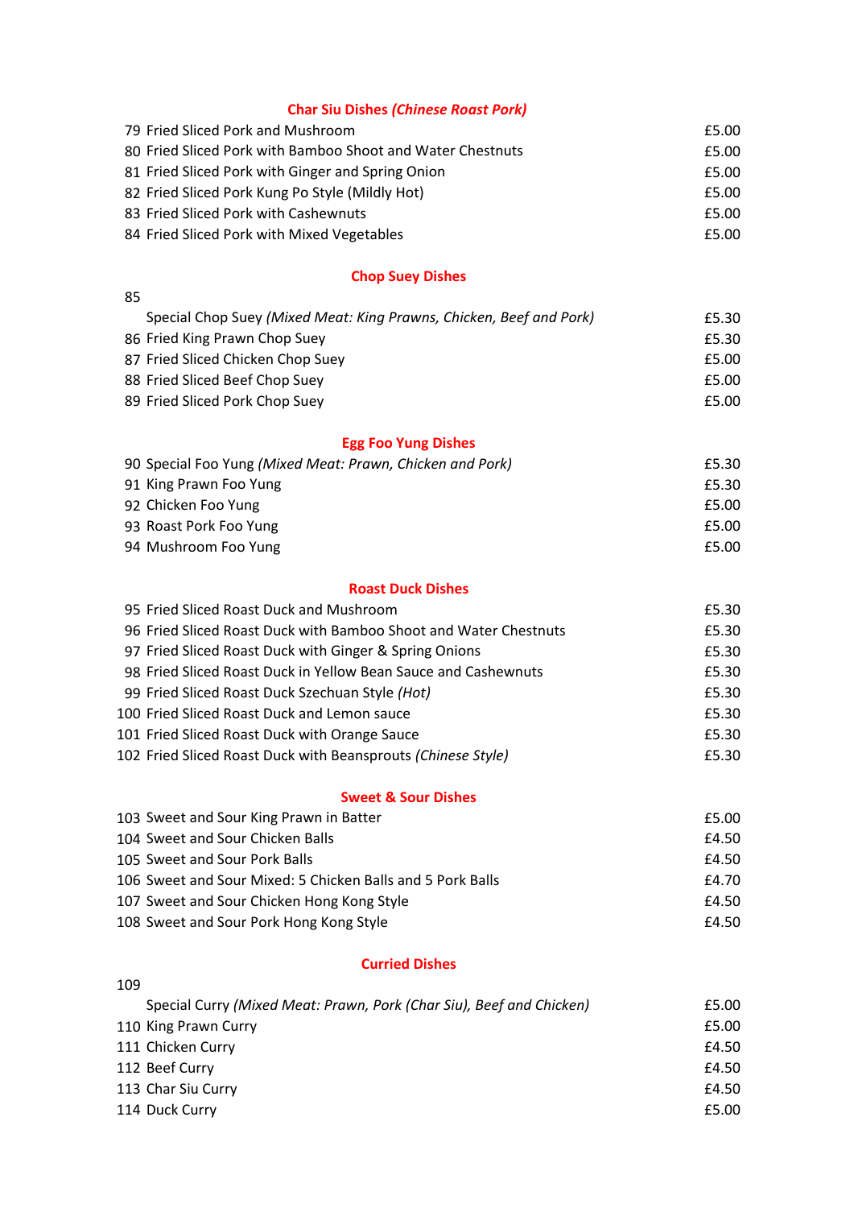## Char Siu Dishes *(Chinese Roast Pork)*

| No. | Dish | Price |
|---|---|---|
| 79 | Fried Sliced Pork and Mushroom | £5.00 |
| 80 | Fried Sliced Pork with Bamboo Shoot and Water Chestnuts | £5.00 |
| 81 | Fried Sliced Pork with Ginger and Spring Onion | £5.00 |
| 82 | Fried Sliced Pork Kung Po Style (Mildly Hot) | £5.00 |
| 83 | Fried Sliced Pork with Cashewnuts | £5.00 |
| 84 | Fried Sliced Pork with Mixed Vegetables | £5.00 |

## Chop Suey Dishes

| No. | Dish | Price |
|---|---|---|
| 85 | Special Chop Suey *(Mixed Meat: King Prawns, Chicken, Beef and Pork)* | £5.30 |
| 86 | Fried King Prawn Chop Suey | £5.30 |
| 87 | Fried Sliced Chicken Chop Suey | £5.00 |
| 88 | Fried Sliced Beef Chop Suey | £5.00 |
| 89 | Fried Sliced Pork Chop Suey | £5.00 |

## Egg Foo Yung Dishes

| No. | Dish | Price |
|---|---|---|
| 90 | Special Foo Yung *(Mixed Meat: Prawn, Chicken and Pork)* | £5.30 |
| 91 | King Prawn Foo Yung | £5.30 |
| 92 | Chicken Foo Yung | £5.00 |
| 93 | Roast Pork Foo Yung | £5.00 |
| 94 | Mushroom Foo Yung | £5.00 |

## Roast Duck Dishes

| No. | Dish | Price |
|---|---|---|
| 95 | Fried Sliced Roast Duck and Mushroom | £5.30 |
| 96 | Fried Sliced Roast Duck with Bamboo Shoot and Water Chestnuts | £5.30 |
| 97 | Fried Sliced Roast Duck with Ginger & Spring Onions | £5.30 |
| 98 | Fried Sliced Roast Duck in Yellow Bean Sauce and Cashewnuts | £5.30 |
| 99 | Fried Sliced Roast Duck Szechuan Style *(Hot)* | £5.30 |
| 100 | Fried Sliced Roast Duck and Lemon sauce | £5.30 |
| 101 | Fried Sliced Roast Duck with Orange Sauce | £5.30 |
| 102 | Fried Sliced Roast Duck with Beansprouts *(Chinese Style)* | £5.30 |

## Sweet & Sour Dishes

| No. | Dish | Price |
|---|---|---|
| 103 | Sweet and Sour King Prawn in Batter | £5.00 |
| 104 | Sweet and Sour Chicken Balls | £4.50 |
| 105 | Sweet and Sour Pork Balls | £4.50 |
| 106 | Sweet and Sour Mixed: 5 Chicken Balls and 5 Pork Balls | £4.70 |
| 107 | Sweet and Sour Chicken Hong Kong Style | £4.50 |
| 108 | Sweet and Sour Pork Hong Kong Style | £4.50 |

## Curried Dishes

| No. | Dish | Price |
|---|---|---|
| 109 | Special Curry *(Mixed Meat: Prawn, Pork (Char Siu), Beef and Chicken)* | £5.00 |
| 110 | King Prawn Curry | £5.00 |
| 111 | Chicken Curry | £4.50 |
| 112 | Beef Curry | £4.50 |
| 113 | Char Siu Curry | £4.50 |
| 114 | Duck Curry | £5.00 |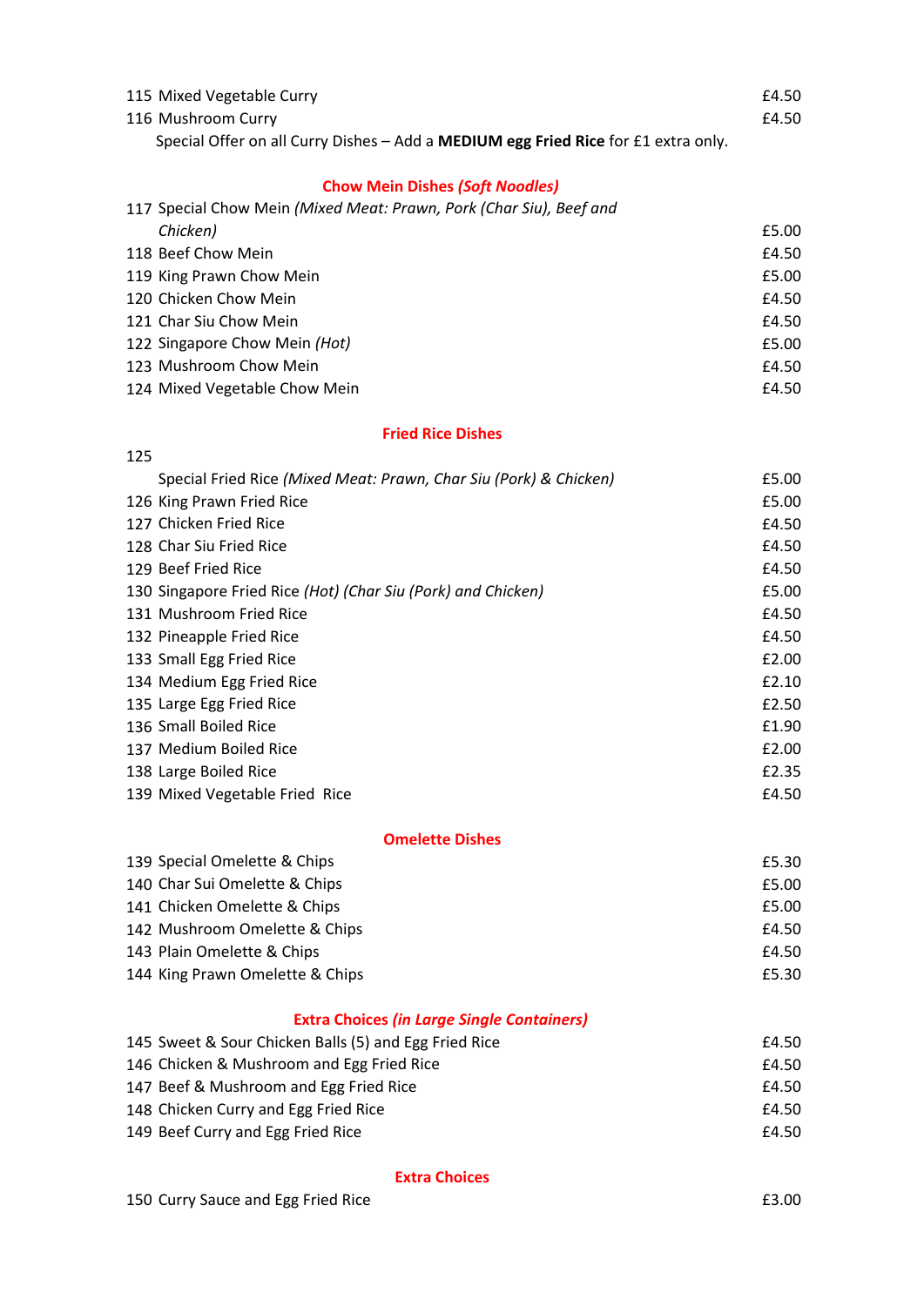115 Mixed Vegetable Curry £4.50

116 Mushroom Curry £4.50

Special Offer on all Curry Dishes – Add a **MEDIUM egg Fried Rice** for £1 extra only.

## Chow Mein Dishes *(Soft Noodles)*

| | | |
|---|---|---|
| 117 | Special Chow Mein *(Mixed Meat: Prawn, Pork (Char Siu), Beef and Chicken)* | £5.00 |
| 118 | Beef Chow Mein | £4.50 |
| 119 | King Prawn Chow Mein | £5.00 |
| 120 | Chicken Chow Mein | £4.50 |
| 121 | Char Siu Chow Mein | £4.50 |
| 122 | Singapore Chow Mein *(Hot)* | £5.00 |
| 123 | Mushroom Chow Mein | £4.50 |
| 124 | Mixed Vegetable Chow Mein | £4.50 |

## Fried Rice Dishes

| | | |
|---|---|---|
| 125 | Special Fried Rice *(Mixed Meat: Prawn, Char Siu (Pork) & Chicken)* | £5.00 |
| 126 | King Prawn Fried Rice | £5.00 |
| 127 | Chicken Fried Rice | £4.50 |
| 128 | Char Siu Fried Rice | £4.50 |
| 129 | Beef Fried Rice | £4.50 |
| 130 | Singapore Fried Rice *(Hot) (Char Siu (Pork) and Chicken)* | £5.00 |
| 131 | Mushroom Fried Rice | £4.50 |
| 132 | Pineapple Fried Rice | £4.50 |
| 133 | Small Egg Fried Rice | £2.00 |
| 134 | Medium Egg Fried Rice | £2.10 |
| 135 | Large Egg Fried Rice | £2.50 |
| 136 | Small Boiled Rice | £1.90 |
| 137 | Medium Boiled Rice | £2.00 |
| 138 | Large Boiled Rice | £2.35 |
| 139 | Mixed Vegetable Fried Rice | £4.50 |

## Omelette Dishes

| | | |
|---|---|---|
| 139 | Special Omelette & Chips | £5.30 |
| 140 | Char Sui Omelette & Chips | £5.00 |
| 141 | Chicken Omelette & Chips | £5.00 |
| 142 | Mushroom Omelette & Chips | £4.50 |
| 143 | Plain Omelette & Chips | £4.50 |
| 144 | King Prawn Omelette & Chips | £5.30 |

## Extra Choices *(in Large Single Containers)*

| | | |
|---|---|---|
| 145 | Sweet & Sour Chicken Balls (5) and Egg Fried Rice | £4.50 |
| 146 | Chicken & Mushroom and Egg Fried Rice | £4.50 |
| 147 | Beef & Mushroom and Egg Fried Rice | £4.50 |
| 148 | Chicken Curry and Egg Fried Rice | £4.50 |
| 149 | Beef Curry and Egg Fried Rice | £4.50 |

## Extra Choices

| | | |
|---|---|---|
| 150 | Curry Sauce and Egg Fried Rice | £3.00 |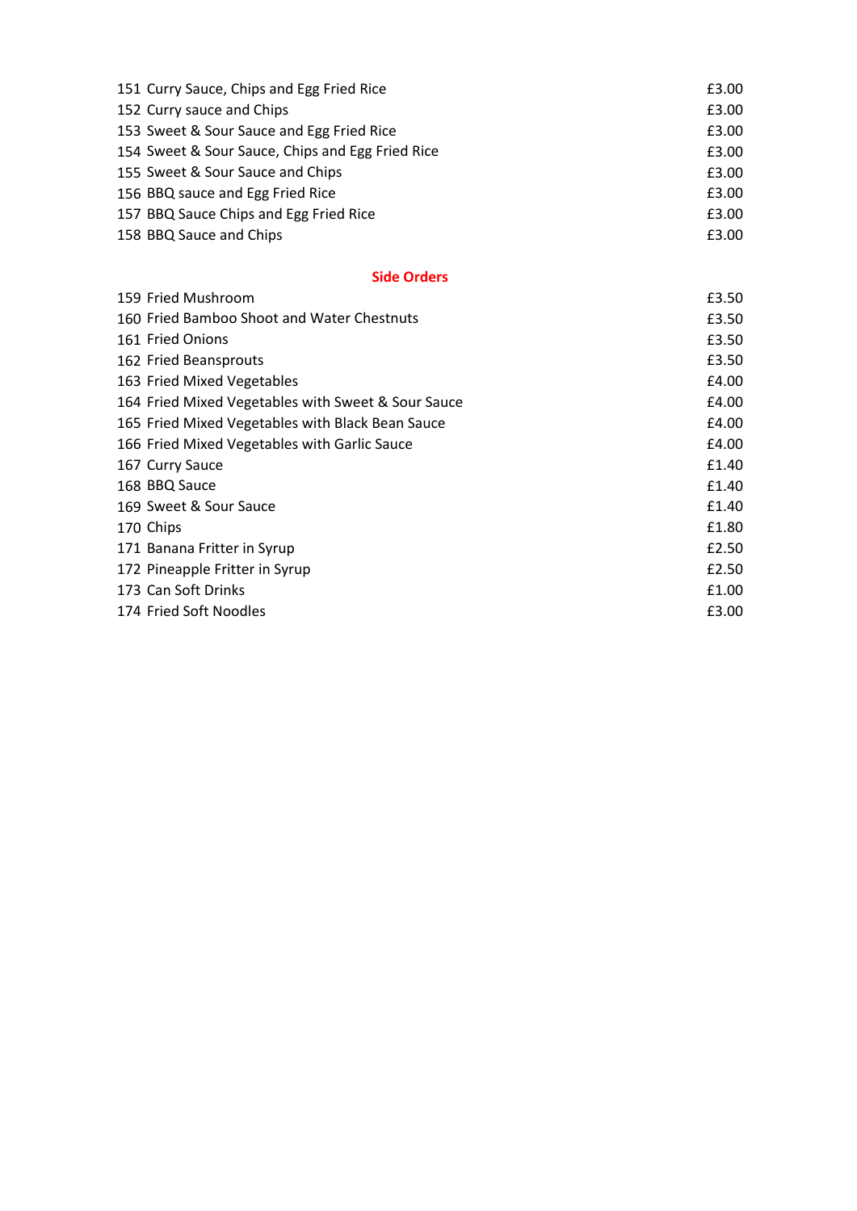| | |
|---|---|
| 151 Curry Sauce, Chips and Egg Fried Rice | £3.00 |
| 152 Curry sauce and Chips | £3.00 |
| 153 Sweet & Sour Sauce and Egg Fried Rice | £3.00 |
| 154 Sweet & Sour Sauce, Chips and Egg Fried Rice | £3.00 |
| 155 Sweet & Sour Sauce and Chips | £3.00 |
| 156 BBQ sauce and Egg Fried Rice | £3.00 |
| 157 BBQ Sauce Chips and Egg Fried Rice | £3.00 |
| 158 BBQ Sauce and Chips | £3.00 |

## Side Orders

| | |
|---|---|
| 159 Fried Mushroom | £3.50 |
| 160 Fried Bamboo Shoot and Water Chestnuts | £3.50 |
| 161 Fried Onions | £3.50 |
| 162 Fried Beansprouts | £3.50 |
| 163 Fried Mixed Vegetables | £4.00 |
| 164 Fried Mixed Vegetables with Sweet & Sour Sauce | £4.00 |
| 165 Fried Mixed Vegetables with Black Bean Sauce | £4.00 |
| 166 Fried Mixed Vegetables with Garlic Sauce | £4.00 |
| 167 Curry Sauce | £1.40 |
| 168 BBQ Sauce | £1.40 |
| 169 Sweet & Sour Sauce | £1.40 |
| 170 Chips | £1.80 |
| 171 Banana Fritter in Syrup | £2.50 |
| 172 Pineapple Fritter in Syrup | £2.50 |
| 173 Can Soft Drinks | £1.00 |
| 174 Fried Soft Noodles | £3.00 |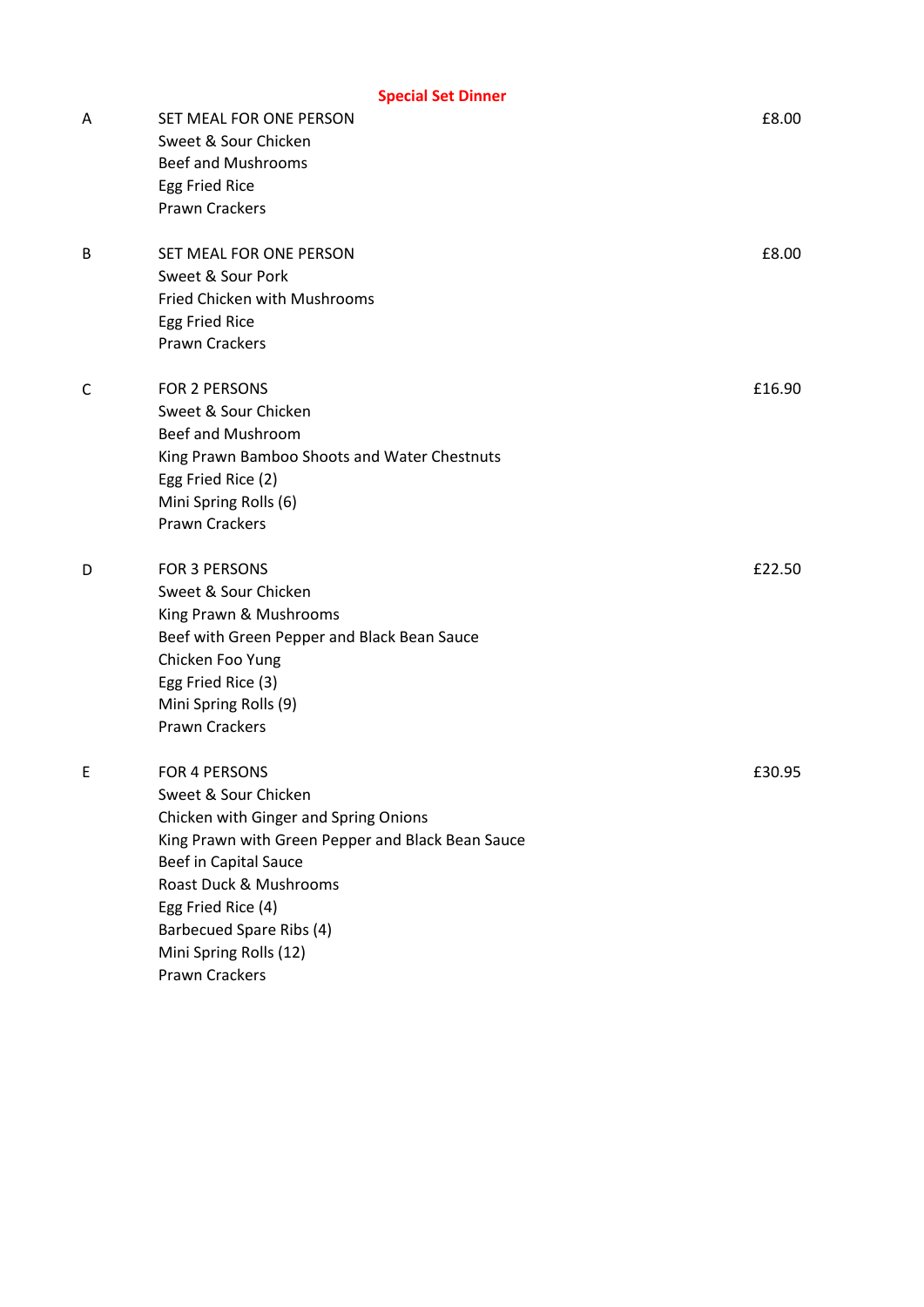## Special Set Dinner

**A** SET MEAL FOR ONE PERSON — £8.00

Sweet & Sour Chicken
Beef and Mushrooms
Egg Fried Rice
Prawn Crackers

**B** SET MEAL FOR ONE PERSON — £8.00

Sweet & Sour Pork
Fried Chicken with Mushrooms
Egg Fried Rice
Prawn Crackers

**C** FOR 2 PERSONS — £16.90

Sweet & Sour Chicken
Beef and Mushroom
King Prawn Bamboo Shoots and Water Chestnuts
Egg Fried Rice (2)
Mini Spring Rolls (6)
Prawn Crackers

**D** FOR 3 PERSONS — £22.50

Sweet & Sour Chicken
King Prawn & Mushrooms
Beef with Green Pepper and Black Bean Sauce
Chicken Foo Yung
Egg Fried Rice (3)
Mini Spring Rolls (9)
Prawn Crackers

**E** FOR 4 PERSONS — £30.95

Sweet & Sour Chicken
Chicken with Ginger and Spring Onions
King Prawn with Green Pepper and Black Bean Sauce
Beef in Capital Sauce
Roast Duck & Mushrooms
Egg Fried Rice (4)
Barbecued Spare Ribs (4)
Mini Spring Rolls (12)
Prawn Crackers